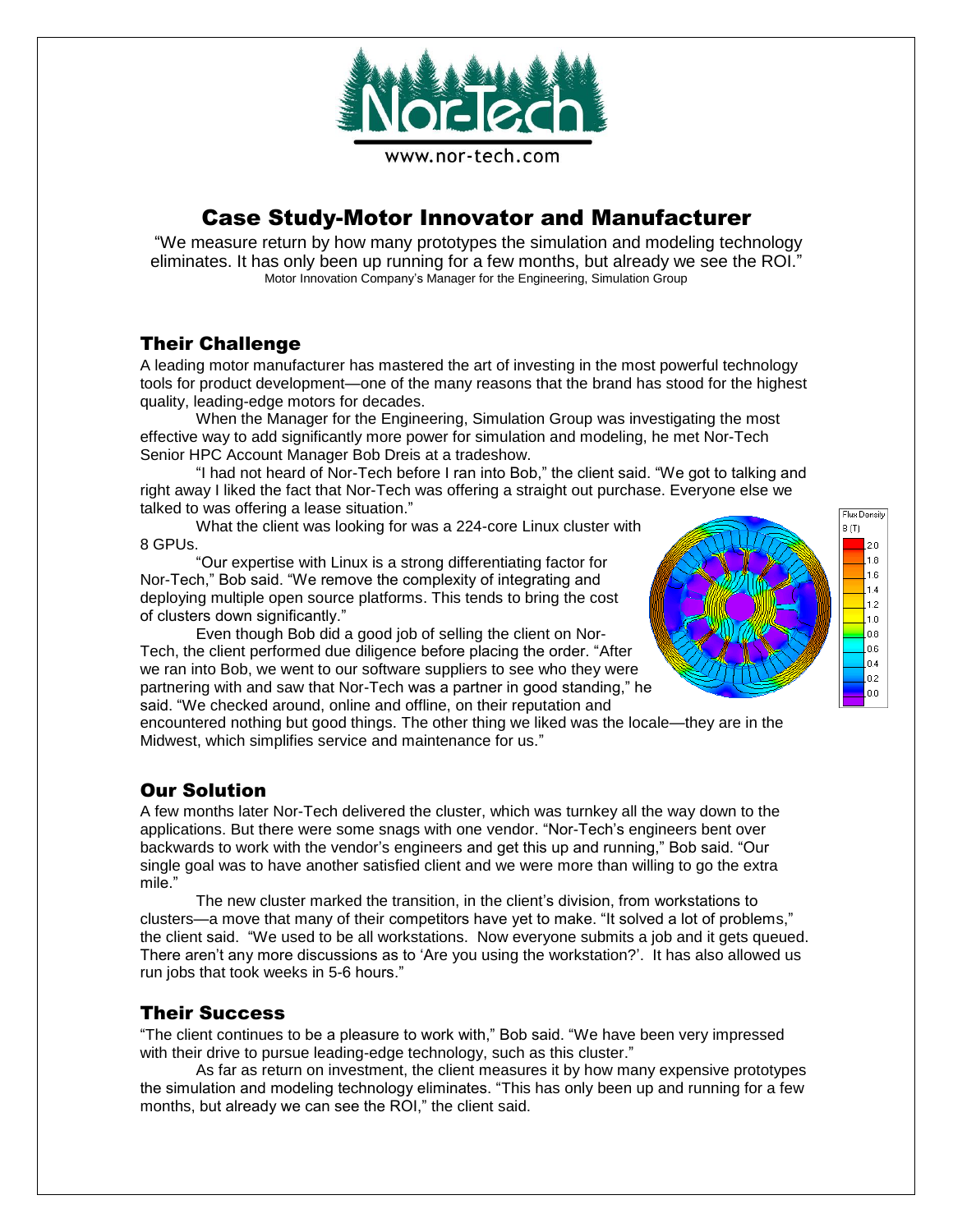www.nor-tech.com

# Case Study-Motor Innovator and Manufacturer

"We measure return by how many prototypes the simulation and modeling technology eliminates. It has only been up running for a few months, but already we see the ROI."
Motor Innovation Company's Manager for the Engineering, Simulation Group

## Their Challenge

A leading motor manufacturer has mastered the art of investing in the most powerful technology tools for product development—one of the many reasons that the brand has stood for the highest quality, leading-edge motors for decades.

When the Manager for the Engineering, Simulation Group was investigating the most effective way to add significantly more power for simulation and modeling, he met Nor-Tech Senior HPC Account Manager Bob Dreis at a tradeshow.

"I had not heard of Nor-Tech before I ran into Bob," the client said. "We got to talking and right away I liked the fact that Nor-Tech was offering a straight out purchase. Everyone else we talked to was offering a lease situation."

What the client was looking for was a 224-core Linux cluster with 8 GPUs.

"Our expertise with Linux is a strong differentiating factor for Nor-Tech," Bob said. "We remove the complexity of integrating and deploying multiple open source platforms. This tends to bring the cost of clusters down significantly."

Even though Bob did a good job of selling the client on Nor-Tech, the client performed due diligence before placing the order. "After we ran into Bob, we went to our software suppliers to see who they were partnering with and saw that Nor-Tech was a partner in good standing," he said. "We checked around, online and offline, on their reputation and encountered nothing but good things. The other thing we liked was the locale—they are in the Midwest, which simplifies service and maintenance for us."

## Our Solution

A few months later Nor-Tech delivered the cluster, which was turnkey all the way down to the applications. But there were some snags with one vendor. "Nor-Tech's engineers bent over backwards to work with the vendor's engineers and get this up and running," Bob said. "Our single goal was to have another satisfied client and we were more than willing to go the extra mile."

The new cluster marked the transition, in the client's division, from workstations to clusters—a move that many of their competitors have yet to make. "It solved a lot of problems," the client said. "We used to be all workstations. Now everyone submits a job and it gets queued. There aren't any more discussions as to 'Are you using the workstation?'. It has also allowed us run jobs that took weeks in 5-6 hours."

## Their Success

"The client continues to be a pleasure to work with," Bob said. "We have been very impressed with their drive to pursue leading-edge technology, such as this cluster."

As far as return on investment, the client measures it by how many expensive prototypes the simulation and modeling technology eliminates. "This has only been up and running for a few months, but already we can see the ROI," the client said.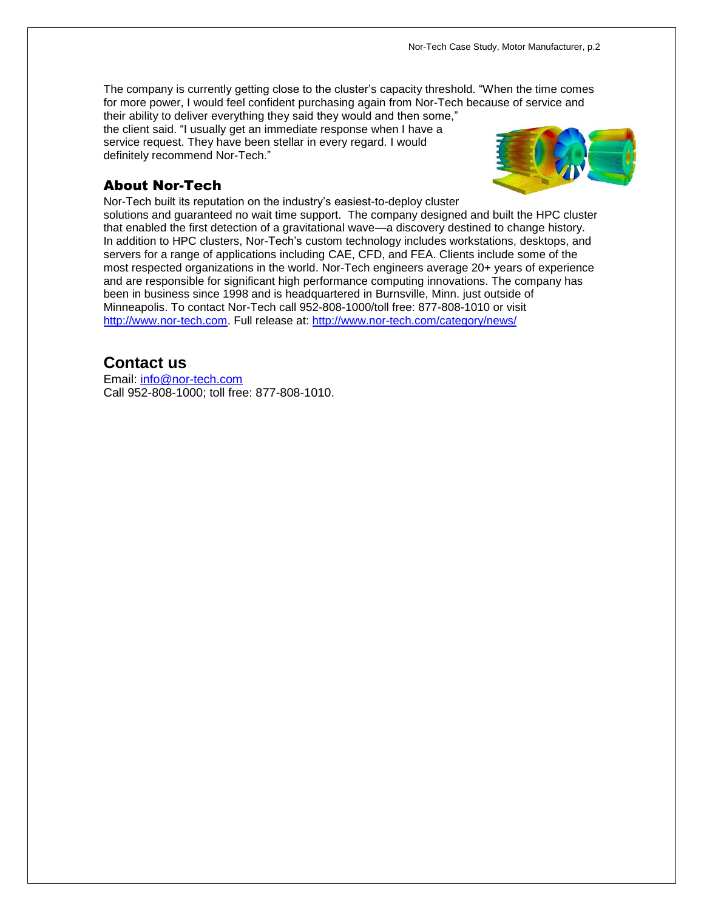The company is currently getting close to the cluster's capacity threshold. "When the time comes for more power, I would feel confident purchasing again from Nor-Tech because of service and their ability to deliver everything they said they would and then some," the client said. "I usually get an immediate response when I have a service request. They have been stellar in every regard. I would definitely recommend Nor-Tech."

## About Nor-Tech

Nor-Tech built its reputation on the industry's easiest-to-deploy cluster solutions and guaranteed no wait time support. The company designed and built the HPC cluster that enabled the first detection of a gravitational wave—a discovery destined to change history. In addition to HPC clusters, Nor-Tech's custom technology includes workstations, desktops, and servers for a range of applications including CAE, CFD, and FEA. Clients include some of the most respected organizations in the world. Nor-Tech engineers average 20+ years of experience and are responsible for significant high performance computing innovations. The company has been in business since 1998 and is headquartered in Burnsville, Minn. just outside of Minneapolis. To contact Nor-Tech call 952-808-1000/toll free: 877-808-1010 or visit http://www.nor-tech.com. Full release at: http://www.nor-tech.com/category/news/

## Contact us

Email: info@nor-tech.com
Call 952-808-1000; toll free: 877-808-1010.